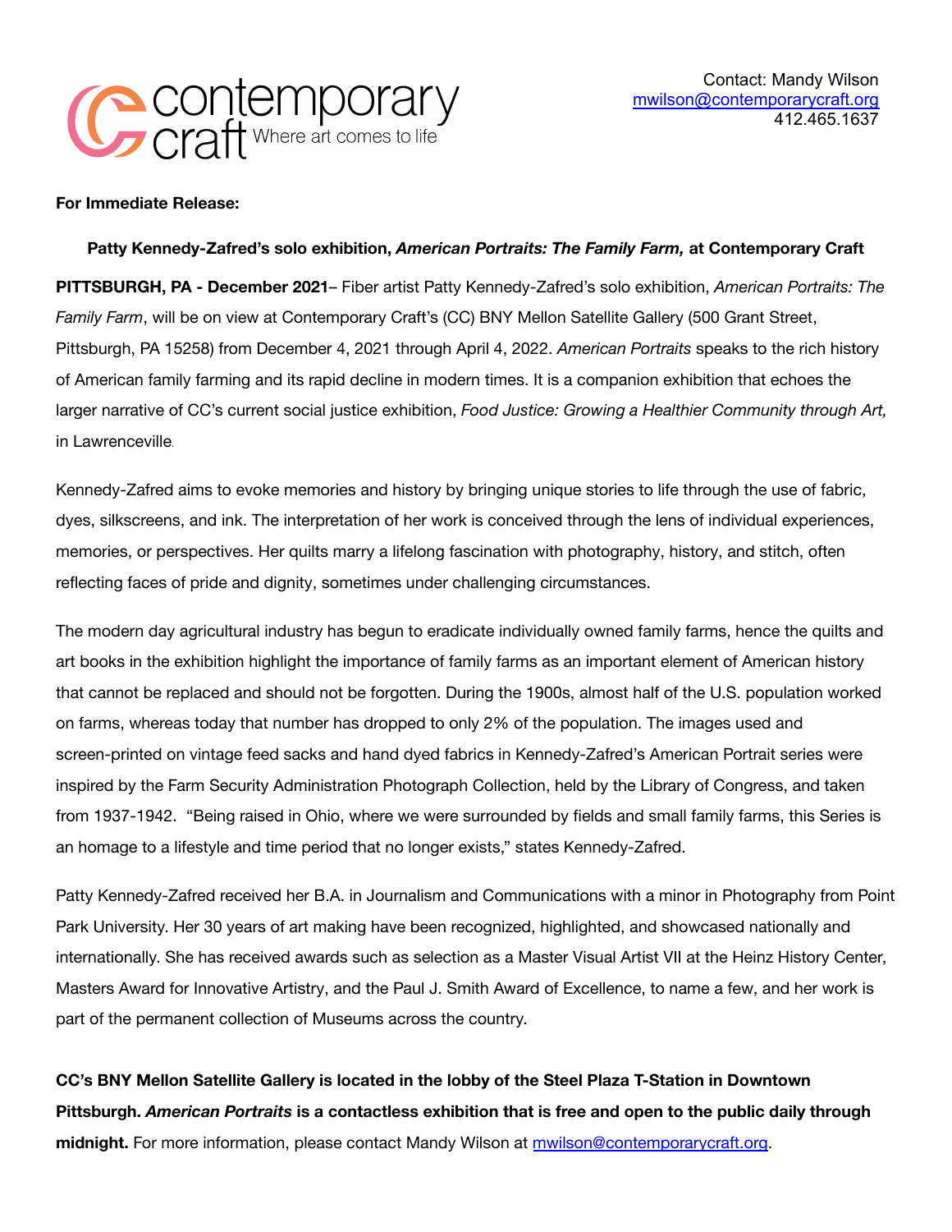contemporary craft Where art comes to life

Contact: Mandy Wilson
mwilson@contemporarycraft.org
412.465.1637

**For Immediate Release:**

**Patty Kennedy-Zafred's solo exhibition, *American Portraits: The Family Farm,* at Contemporary Craft**

**PITTSBURGH, PA - December 2021**– Fiber artist Patty Kennedy-Zafred's solo exhibition, *American Portraits: The Family Farm*, will be on view at Contemporary Craft's (CC) BNY Mellon Satellite Gallery (500 Grant Street, Pittsburgh, PA 15258) from December 4, 2021 through April 4, 2022. *American Portraits* speaks to the rich history of American family farming and its rapid decline in modern times. It is a companion exhibition that echoes the larger narrative of CC's current social justice exhibition, *Food Justice: Growing a Healthier Community through Art,* in Lawrenceville.

Kennedy-Zafred aims to evoke memories and history by bringing unique stories to life through the use of fabric, dyes, silkscreens, and ink. The interpretation of her work is conceived through the lens of individual experiences, memories, or perspectives. Her quilts marry a lifelong fascination with photography, history, and stitch, often reflecting faces of pride and dignity, sometimes under challenging circumstances.

The modern day agricultural industry has begun to eradicate individually owned family farms, hence the quilts and art books in the exhibition highlight the importance of family farms as an important element of American history that cannot be replaced and should not be forgotten. During the 1900s, almost half of the U.S. population worked on farms, whereas today that number has dropped to only 2% of the population. The images used and screen-printed on vintage feed sacks and hand dyed fabrics in Kennedy-Zafred's American Portrait series were inspired by the Farm Security Administration Photograph Collection, held by the Library of Congress, and taken from 1937-1942. "Being raised in Ohio, where we were surrounded by fields and small family farms, this Series is an homage to a lifestyle and time period that no longer exists," states Kennedy-Zafred.

Patty Kennedy-Zafred received her B.A. in Journalism and Communications with a minor in Photography from Point Park University. Her 30 years of art making have been recognized, highlighted, and showcased nationally and internationally. She has received awards such as selection as a Master Visual Artist VII at the Heinz History Center, Masters Award for Innovative Artistry, and the Paul J. Smith Award of Excellence, to name a few, and her work is part of the permanent collection of Museums across the country.

**CC's BNY Mellon Satellite Gallery is located in the lobby of the Steel Plaza T-Station in Downtown Pittsburgh. *American Portraits* is a contactless exhibition that is free and open to the public daily through midnight.** For more information, please contact Mandy Wilson at mwilson@contemporarycraft.org.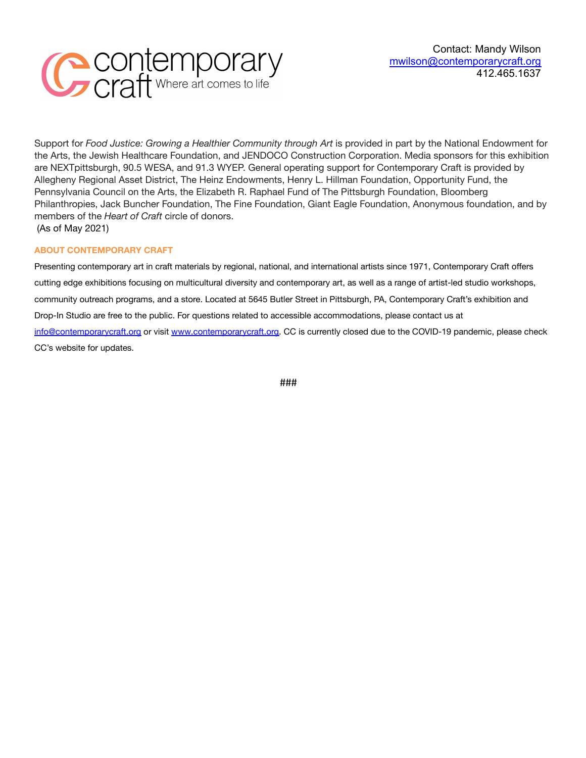Contact: Mandy Wilson
mwilson@contemporarycraft.org
412.465.1637

Support for *Food Justice: Growing a Healthier Community through Art* is provided in part by the National Endowment for the Arts, the Jewish Healthcare Foundation, and JENDOCO Construction Corporation. Media sponsors for this exhibition are NEXTpittsburgh, 90.5 WESA, and 91.3 WYEP. General operating support for Contemporary Craft is provided by Allegheny Regional Asset District, The Heinz Endowments, Henry L. Hillman Foundation, Opportunity Fund, the Pennsylvania Council on the Arts, the Elizabeth R. Raphael Fund of The Pittsburgh Foundation, Bloomberg Philanthropies, Jack Buncher Foundation, The Fine Foundation, Giant Eagle Foundation, Anonymous foundation, and by members of the *Heart of Craft* circle of donors.
(As of May 2021)

**ABOUT CONTEMPORARY CRAFT**

Presenting contemporary art in craft materials by regional, national, and international artists since 1971, Contemporary Craft offers cutting edge exhibitions focusing on multicultural diversity and contemporary art, as well as a range of artist-led studio workshops, community outreach programs, and a store. Located at 5645 Butler Street in Pittsburgh, PA, Contemporary Craft's exhibition and Drop-In Studio are free to the public. For questions related to accessible accommodations, please contact us at info@contemporarycraft.org or visit www.contemporarycraft.org. CC is currently closed due to the COVID-19 pandemic, please check CC's website for updates.

###